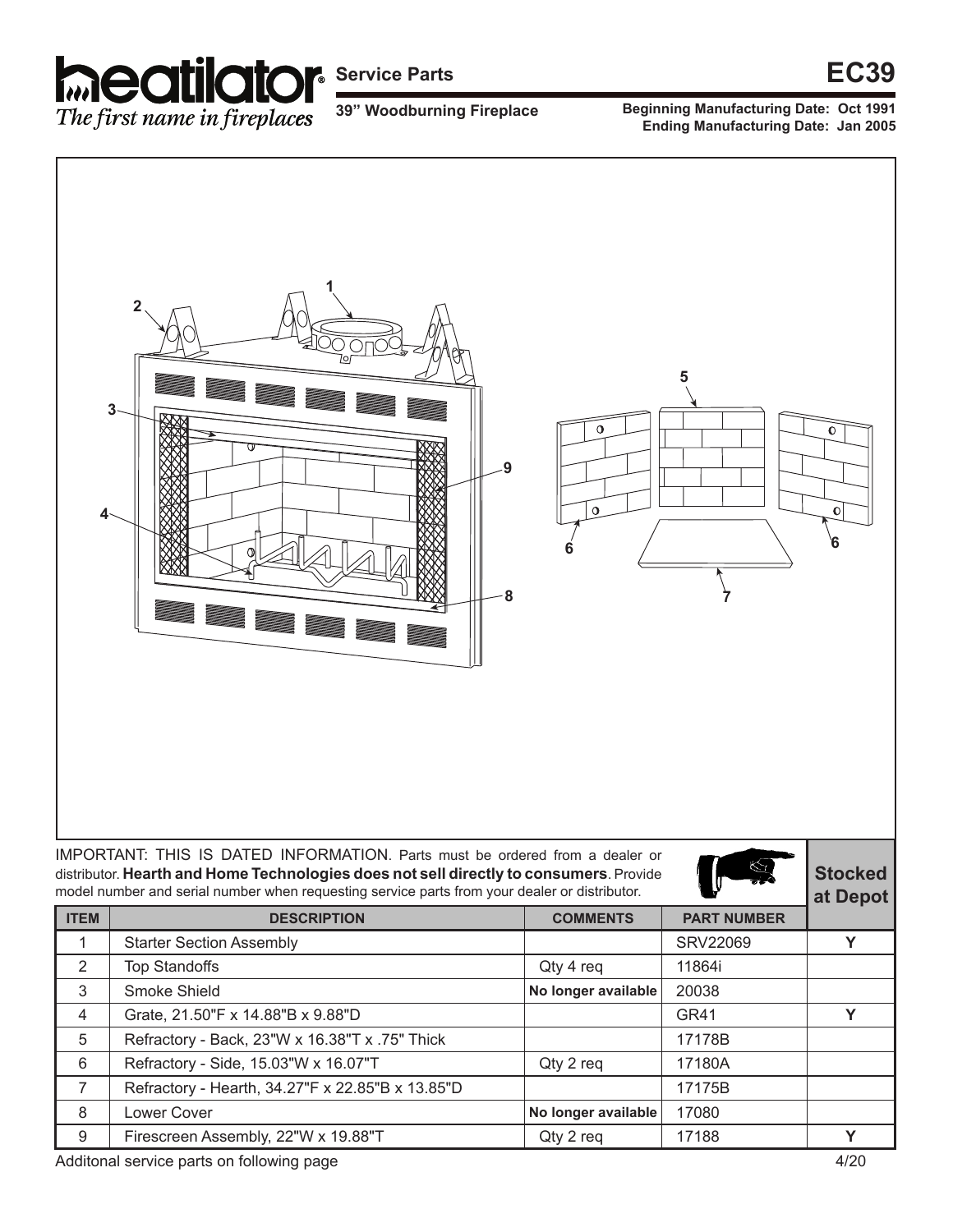# heatilator®

*The first name in fireplaces*

## Service Parts

**EC39**

**39" Woodburning Fireplace**

**Beginning Manufacturing Date: Oct 1991**
**Ending Manufacturing Date: Jan 2005**

IMPORTANT: THIS IS DATED INFORMATION. Parts must be ordered from a dealer or distributor. **Hearth and Home Technologies does not sell directly to consumers**. Provide model number and serial number when requesting service parts from your dealer or distributor.

| ITEM | DESCRIPTION | COMMENTS | PART NUMBER | Stocked at Depot |
|---|---|---|---|---|
| 1 | Starter Section Assembly | | SRV22069 | Y |
| 2 | Top Standoffs | Qty 4 req | 11864i | |
| 3 | Smoke Shield | **No longer available** | 20038 | |
| 4 | Grate, 21.50"F x 14.88"B x 9.88"D | | GR41 | Y |
| 5 | Refractory - Back, 23"W x 16.38"T x .75" Thick | | 17178B | |
| 6 | Refractory - Side, 15.03"W x 16.07"T | Qty 2 req | 17180A | |
| 7 | Refractory - Hearth, 34.27"F x 22.85"B x 13.85"D | | 17175B | |
| 8 | Lower Cover | **No longer available** | 17080 | |
| 9 | Firescreen Assembly, 22"W x 19.88"T | Qty 2 req | 17188 | Y |

Additonal service parts on following page

4/20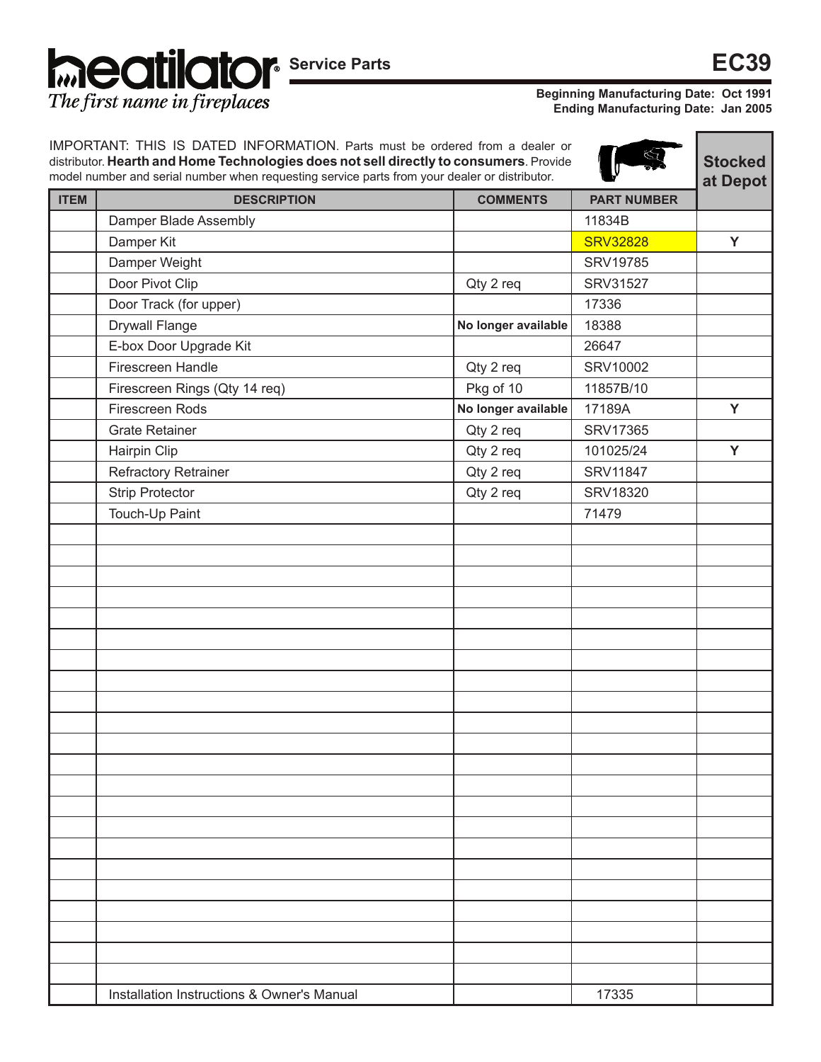**heatilator** *The first name in fireplaces* **Service Parts**

# EC39

**Beginning Manufacturing Date: Oct 1991**
**Ending Manufacturing Date: Jan 2005**

IMPORTANT: THIS IS DATED INFORMATION. Parts must be ordered from a dealer or distributor. **Hearth and Home Technologies does not sell directly to consumers**. Provide model number and serial number when requesting service parts from your dealer or distributor.

| ITEM | DESCRIPTION | COMMENTS | PART NUMBER | Stocked at Depot |
|---|---|---|---|---|
| | Damper Blade Assembly | | 11834B | |
| | Damper Kit | | SRV32828 | Y |
| | Damper Weight | | SRV19785 | |
| | Door Pivot Clip | Qty 2 req | SRV31527 | |
| | Door Track (for upper) | | 17336 | |
| | Drywall Flange | **No longer available** | 18388 | |
| | E-box Door Upgrade Kit | | 26647 | |
| | Firescreen Handle | Qty 2 req | SRV10002 | |
| | Firescreen Rings (Qty 14 req) | Pkg of 10 | 11857B/10 | |
| | Firescreen Rods | **No longer available** | 17189A | Y |
| | Grate Retainer | Qty 2 req | SRV17365 | |
| | Hairpin Clip | Qty 2 req | 101025/24 | Y |
| | Refractory Retrainer | Qty 2 req | SRV11847 | |
| | Strip Protector | Qty 2 req | SRV18320 | |
| | Touch-Up Paint | | 71479 | |
| | Installation Instructions & Owner's Manual | | 17335 | |